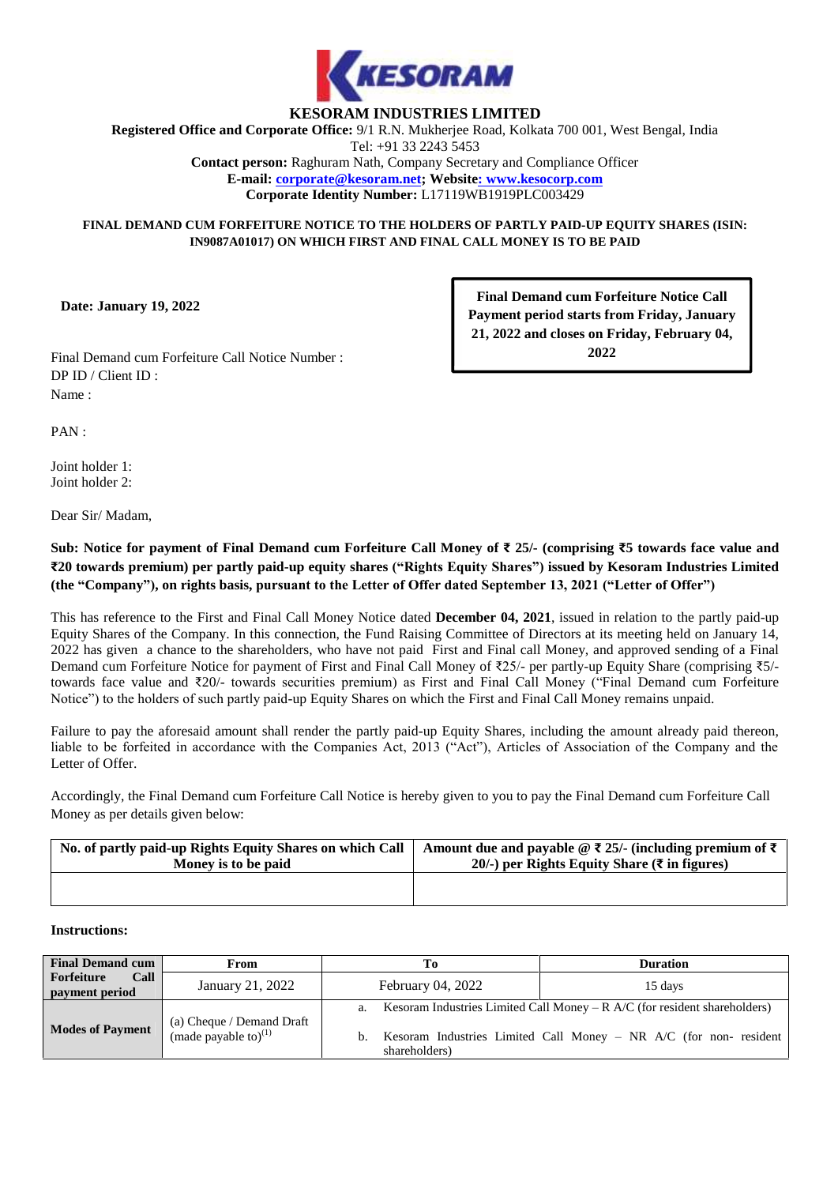# KESORAM INDUSTRIES LIMITED

**Registered Office and Corporate Office:** 9/1 R.N. Mukherjee Road, Kolkata 700 001, West Bengal, India
Tel: +91 33 2243 5453
**Contact person:** Raghuram Nath, Company Secretary and Compliance Officer
**E-mail: corporate@kesoram.net; Website: www.kesocorp.com**
**Corporate Identity Number:** L17119WB1919PLC003429

**FINAL DEMAND CUM FORFEITURE NOTICE TO THE HOLDERS OF PARTLY PAID-UP EQUITY SHARES (ISIN: IN9087A01017) ON WHICH FIRST AND FINAL CALL MONEY IS TO BE PAID**

**Date: January 19, 2022**

**Final Demand cum Forfeiture Notice Call Payment period starts from Friday, January 21, 2022 and closes on Friday, February 04, 2022**

Final Demand cum Forfeiture Call Notice Number :
DP ID / Client ID :
Name :

PAN :

Joint holder 1:
Joint holder 2:

Dear Sir/ Madam,

**Sub: Notice for payment of Final Demand cum Forfeiture Call Money of ₹ 25/- (comprising ₹5 towards face value and ₹20 towards premium) per partly paid-up equity shares ("Rights Equity Shares") issued by Kesoram Industries Limited (the "Company"), on rights basis, pursuant to the Letter of Offer dated September 13, 2021 ("Letter of Offer")**

This has reference to the First and Final Call Money Notice dated **December 04, 2021**, issued in relation to the partly paid-up Equity Shares of the Company. In this connection, the Fund Raising Committee of Directors at its meeting held on January 14, 2022 has given a chance to the shareholders, who have not paid First and Final call Money, and approved sending of a Final Demand cum Forfeiture Notice for payment of First and Final Call Money of ₹25/- per partly-up Equity Share (comprising ₹5/- towards face value and ₹20/- towards securities premium) as First and Final Call Money ("Final Demand cum Forfeiture Notice") to the holders of such partly paid-up Equity Shares on which the First and Final Call Money remains unpaid.

Failure to pay the aforesaid amount shall render the partly paid-up Equity Shares, including the amount already paid thereon, liable to be forfeited in accordance with the Companies Act, 2013 ("Act"), Articles of Association of the Company and the Letter of Offer.

Accordingly, the Final Demand cum Forfeiture Call Notice is hereby given to you to pay the Final Demand cum Forfeiture Call Money as per details given below:

| No. of partly paid-up Rights Equity Shares on which Call Money is to be paid | Amount due and payable @ ₹ 25/- (including premium of ₹ 20/-) per Rights Equity Share (₹ in figures) |
|---|---|
| | |

**Instructions:**

| **Final Demand cum Forfeiture Call payment period** | From | To | Duration |
|---|---|---|---|
| | January 21, 2022 | February 04, 2022 | 15 days |
| **Modes of Payment** | (a) Cheque / Demand Draft (made payable to)[1] | a. Kesoram Industries Limited Call Money – R A/C (for resident shareholders)<br>b. Kesoram Industries Limited Call Money – NR A/C (for non- resident shareholders) | |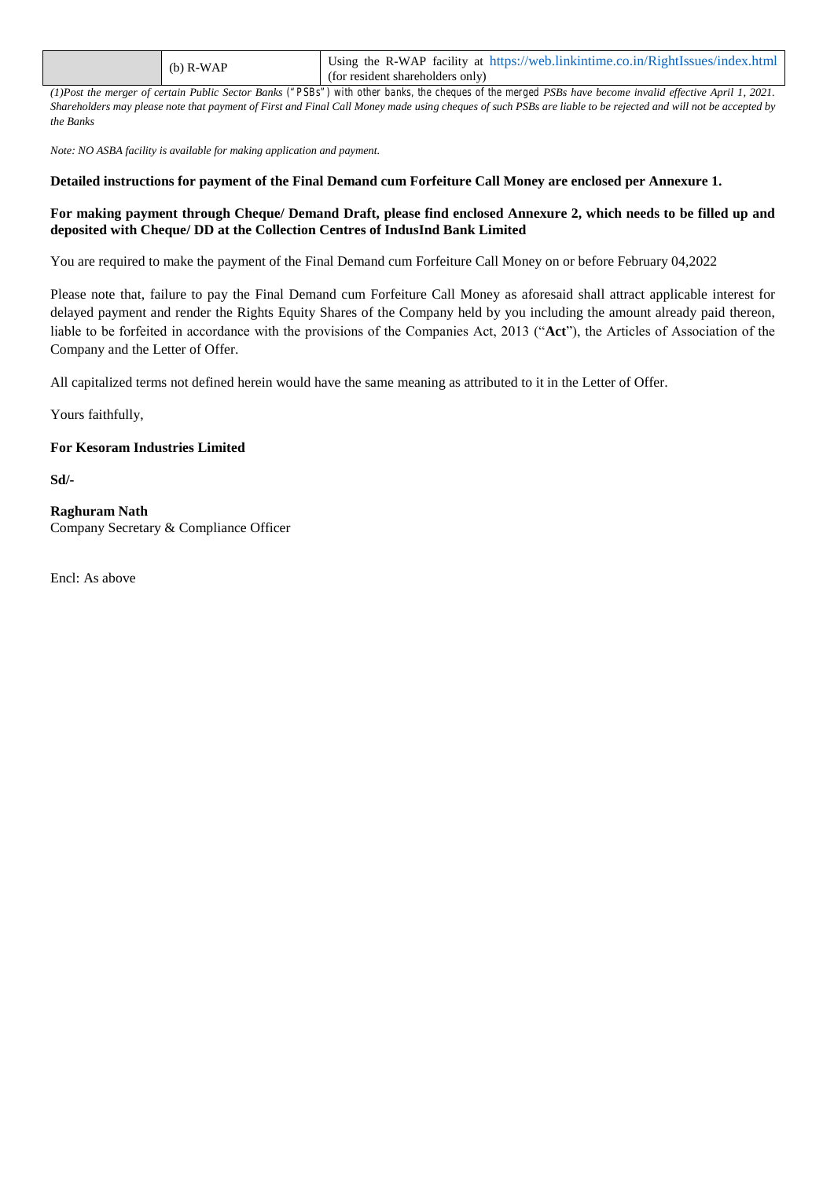| | | |
|---|---|---|
| | (b) R-WAP | Using the R-WAP facility at https://web.linkintime.co.in/RightIssues/index.html (for resident shareholders only) |

*(1)Post the merger of certain Public Sector Banks ("PSBs") with other banks, the cheques of the merged PSBs have become invalid effective April 1, 2021. Shareholders may please note that payment of First and Final Call Money made using cheques of such PSBs are liable to be rejected and will not be accepted by the Banks*

*Note: NO ASBA facility is available for making application and payment.*

**Detailed instructions for payment of the Final Demand cum Forfeiture Call Money are enclosed per Annexure 1.**

**For making payment through Cheque/ Demand Draft, please find enclosed Annexure 2, which needs to be filled up and deposited with Cheque/ DD at the Collection Centres of IndusInd Bank Limited**

You are required to make the payment of the Final Demand cum Forfeiture Call Money on or before February 04,2022

Please note that, failure to pay the Final Demand cum Forfeiture Call Money as aforesaid shall attract applicable interest for delayed payment and render the Rights Equity Shares of the Company held by you including the amount already paid thereon, liable to be forfeited in accordance with the provisions of the Companies Act, 2013 ("**Act**"), the Articles of Association of the Company and the Letter of Offer.

All capitalized terms not defined herein would have the same meaning as attributed to it in the Letter of Offer.

Yours faithfully,

**For Kesoram Industries Limited**

**Sd/-**

**Raghuram Nath**
Company Secretary & Compliance Officer

Encl: As above